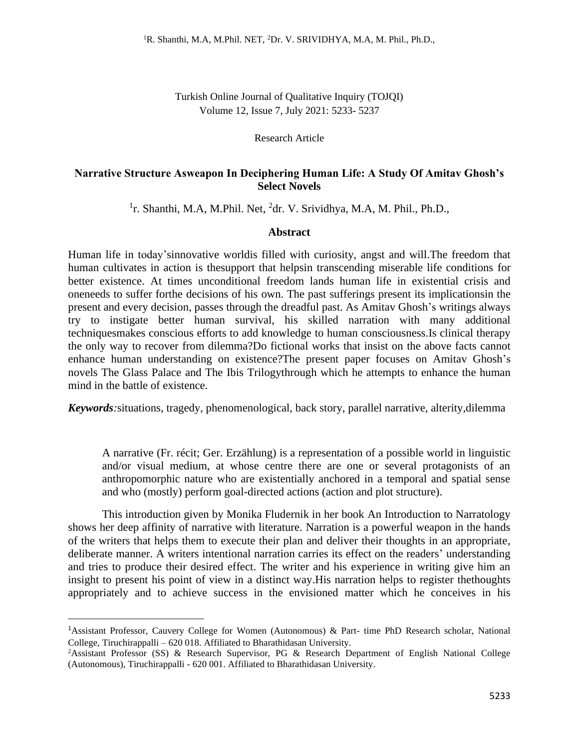Research Article

# Narrative Structure Asweapon In Deciphering Human Life: A Study Of Amitav Ghosh's Select Novels

[1]r. Shanthi, M.A, M.Phil. Net, [2]dr. V. Srividhya, M.A, M. Phil., Ph.D.,

## Abstract

Human life in today'sinnovative worldis filled with curiosity, angst and will.The freedom that human cultivates in action is thesupport that helpsin transcending miserable life conditions for better existence. At times unconditional freedom lands human life in existential crisis and oneneeds to suffer forthe decisions of his own. The past sufferings present its implicationsin the present and every decision, passes through the dreadful past. As Amitav Ghosh's writings always try to instigate better human survival, his skilled narration with many additional techniquesmakes conscious efforts to add knowledge to human consciousness.Is clinical therapy the only way to recover from dilemma?Do fictional works that insist on the above facts cannot enhance human understanding on existence?The present paper focuses on Amitav Ghosh's novels The Glass Palace and The Ibis Trilogythrough which he attempts to enhance the human mind in the battle of existence.

***Keywords**:*situations, tragedy, phenomenological, back story, parallel narrative, alterity,dilemma

> A narrative (Fr. récit; Ger. Erzählung) is a representation of a possible world in linguistic and/or visual medium, at whose centre there are one or several protagonists of an anthropomorphic nature who are existentially anchored in a temporal and spatial sense and who (mostly) perform goal-directed actions (action and plot structure).

This introduction given by Monika Fludernik in her book An Introduction to Narratology shows her deep affinity of narrative with literature. Narration is a powerful weapon in the hands of the writers that helps them to execute their plan and deliver their thoughts in an appropriate, deliberate manner. A writers intentional narration carries its effect on the readers' understanding and tries to produce their desired effect. The writer and his experience in writing give him an insight to present his point of view in a distinct way.His narration helps to register thethoughts appropriately and to achieve success in the envisioned matter which he conceives in his

---

[1]Assistant Professor, Cauvery College for Women (Autonomous) & Part- time PhD Research scholar, National College, Tiruchirappalli – 620 018. Affiliated to Bharathidasan University.

[2]Assistant Professor (SS) & Research Supervisor, PG & Research Department of English National College (Autonomous), Tiruchirappalli - 620 001. Affiliated to Bharathidasan University.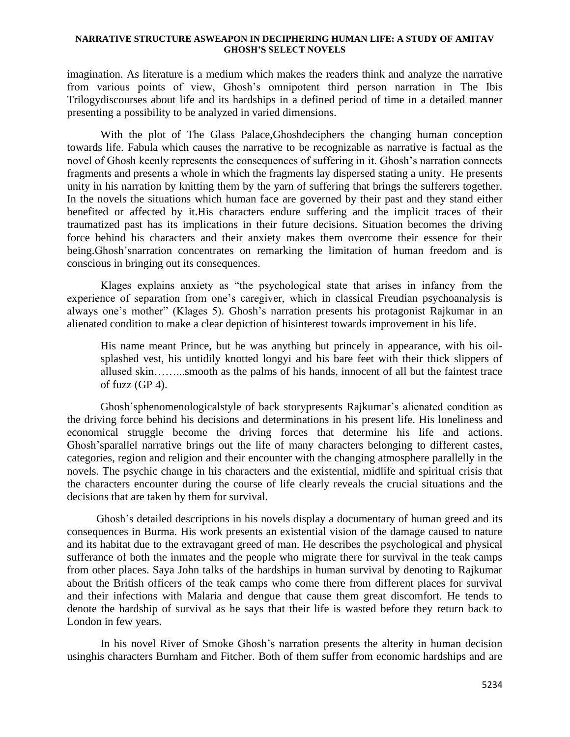imagination. As literature is a medium which makes the readers think and analyze the narrative from various points of view, Ghosh's omnipotent third person narration in The Ibis Trilogydiscourses about life and its hardships in a defined period of time in a detailed manner presenting a possibility to be analyzed in varied dimensions.

With the plot of The Glass Palace,Ghoshdeciphers the changing human conception towards life. Fabula which causes the narrative to be recognizable as narrative is factual as the novel of Ghosh keenly represents the consequences of suffering in it. Ghosh's narration connects fragments and presents a whole in which the fragments lay dispersed stating a unity. He presents unity in his narration by knitting them by the yarn of suffering that brings the sufferers together. In the novels the situations which human face are governed by their past and they stand either benefited or affected by it.His characters endure suffering and the implicit traces of their traumatized past has its implications in their future decisions. Situation becomes the driving force behind his characters and their anxiety makes them overcome their essence for their being.Ghosh'snarration concentrates on remarking the limitation of human freedom and is conscious in bringing out its consequences.

Klages explains anxiety as "the psychological state that arises in infancy from the experience of separation from one's caregiver, which in classical Freudian psychoanalysis is always one's mother" (Klages 5). Ghosh's narration presents his protagonist Rajkumar in an alienated condition to make a clear depiction of hisinterest towards improvement in his life.

> His name meant Prince, but he was anything but princely in appearance, with his oil-splashed vest, his untidily knotted longyi and his bare feet with their thick slippers of allused skin……..smooth as the palms of his hands, innocent of all but the faintest trace of fuzz (GP 4).

Ghosh'sphenomenologicalstyle of back storypresents Rajkumar's alienated condition as the driving force behind his decisions and determinations in his present life. His loneliness and economical struggle become the driving forces that determine his life and actions. Ghosh'sparallel narrative brings out the life of many characters belonging to different castes, categories, region and religion and their encounter with the changing atmosphere parallelly in the novels. The psychic change in his characters and the existential, midlife and spiritual crisis that the characters encounter during the course of life clearly reveals the crucial situations and the decisions that are taken by them for survival.

Ghosh's detailed descriptions in his novels display a documentary of human greed and its consequences in Burma. His work presents an existential vision of the damage caused to nature and its habitat due to the extravagant greed of man. He describes the psychological and physical sufferance of both the inmates and the people who migrate there for survival in the teak camps from other places. Saya John talks of the hardships in human survival by denoting to Rajkumar about the British officers of the teak camps who come there from different places for survival and their infections with Malaria and dengue that cause them great discomfort. He tends to denote the hardship of survival as he says that their life is wasted before they return back to London in few years.

In his novel River of Smoke Ghosh's narration presents the alterity in human decision usinghis characters Burnham and Fitcher. Both of them suffer from economic hardships and are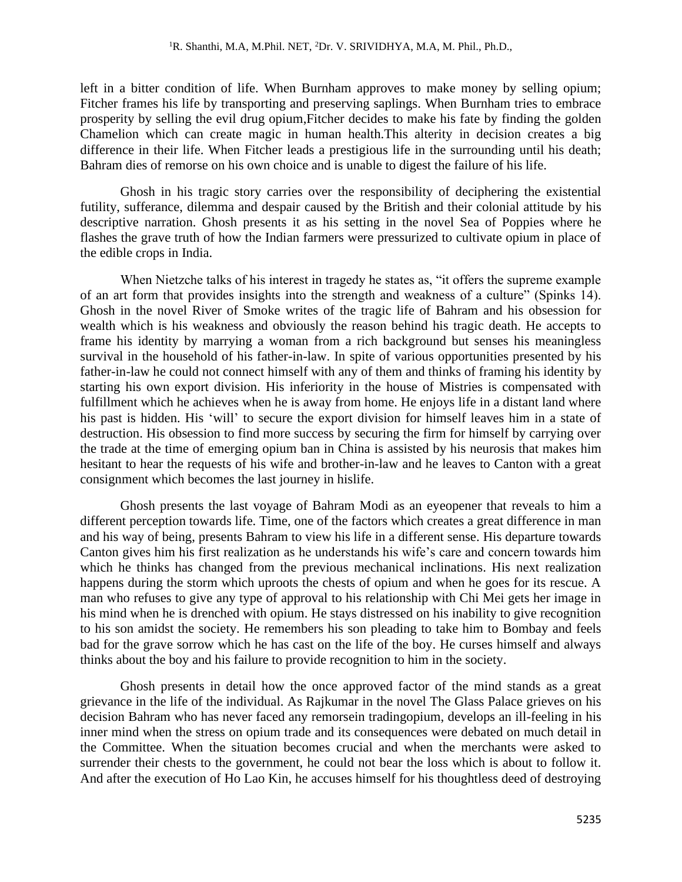left in a bitter condition of life. When Burnham approves to make money by selling opium; Fitcher frames his life by transporting and preserving saplings. When Burnham tries to embrace prosperity by selling the evil drug opium,Fitcher decides to make his fate by finding the golden Chamelion which can create magic in human health.This alterity in decision creates a big difference in their life. When Fitcher leads a prestigious life in the surrounding until his death; Bahram dies of remorse on his own choice and is unable to digest the failure of his life.

Ghosh in his tragic story carries over the responsibility of deciphering the existential futility, sufferance, dilemma and despair caused by the British and their colonial attitude by his descriptive narration. Ghosh presents it as his setting in the novel Sea of Poppies where he flashes the grave truth of how the Indian farmers were pressurized to cultivate opium in place of the edible crops in India.

When Nietzche talks of his interest in tragedy he states as, "it offers the supreme example of an art form that provides insights into the strength and weakness of a culture" (Spinks 14). Ghosh in the novel River of Smoke writes of the tragic life of Bahram and his obsession for wealth which is his weakness and obviously the reason behind his tragic death. He accepts to frame his identity by marrying a woman from a rich background but senses his meaningless survival in the household of his father-in-law. In spite of various opportunities presented by his father-in-law he could not connect himself with any of them and thinks of framing his identity by starting his own export division. His inferiority in the house of Mistries is compensated with fulfillment which he achieves when he is away from home. He enjoys life in a distant land where his past is hidden. His 'will' to secure the export division for himself leaves him in a state of destruction. His obsession to find more success by securing the firm for himself by carrying over the trade at the time of emerging opium ban in China is assisted by his neurosis that makes him hesitant to hear the requests of his wife and brother-in-law and he leaves to Canton with a great consignment which becomes the last journey in hislife.

Ghosh presents the last voyage of Bahram Modi as an eyeopener that reveals to him a different perception towards life. Time, one of the factors which creates a great difference in man and his way of being, presents Bahram to view his life in a different sense. His departure towards Canton gives him his first realization as he understands his wife's care and concern towards him which he thinks has changed from the previous mechanical inclinations. His next realization happens during the storm which uproots the chests of opium and when he goes for its rescue. A man who refuses to give any type of approval to his relationship with Chi Mei gets her image in his mind when he is drenched with opium. He stays distressed on his inability to give recognition to his son amidst the society. He remembers his son pleading to take him to Bombay and feels bad for the grave sorrow which he has cast on the life of the boy. He curses himself and always thinks about the boy and his failure to provide recognition to him in the society.

Ghosh presents in detail how the once approved factor of the mind stands as a great grievance in the life of the individual. As Rajkumar in the novel The Glass Palace grieves on his decision Bahram who has never faced any remorsein tradingopium, develops an ill-feeling in his inner mind when the stress on opium trade and its consequences were debated on much detail in the Committee. When the situation becomes crucial and when the merchants were asked to surrender their chests to the government, he could not bear the loss which is about to follow it. And after the execution of Ho Lao Kin, he accuses himself for his thoughtless deed of destroying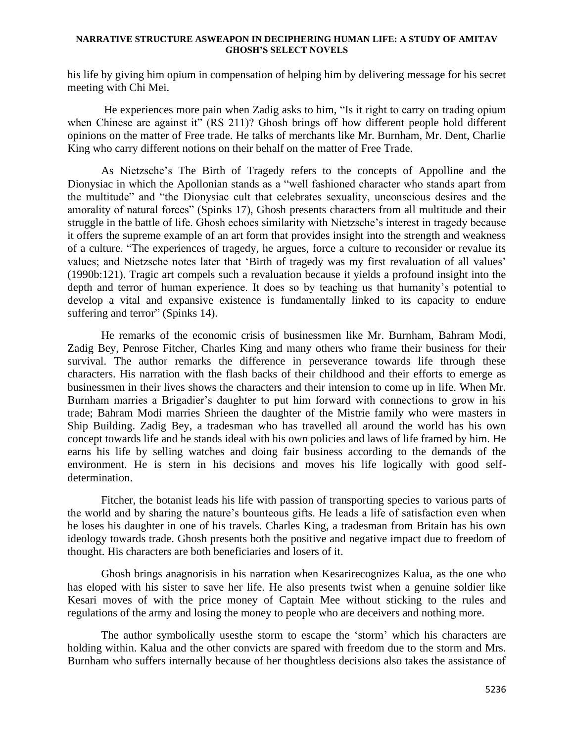his life by giving him opium in compensation of helping him by delivering message for his secret meeting with Chi Mei.

He experiences more pain when Zadig asks to him, "Is it right to carry on trading opium when Chinese are against it" (RS 211)? Ghosh brings off how different people hold different opinions on the matter of Free trade. He talks of merchants like Mr. Burnham, Mr. Dent, Charlie King who carry different notions on their behalf on the matter of Free Trade.

As Nietzsche's The Birth of Tragedy refers to the concepts of Appolline and the Dionysiac in which the Apollonian stands as a "well fashioned character who stands apart from the multitude" and "the Dionysiac cult that celebrates sexuality, unconscious desires and the amorality of natural forces" (Spinks 17), Ghosh presents characters from all multitude and their struggle in the battle of life. Ghosh echoes similarity with Nietzsche's interest in tragedy because it offers the supreme example of an art form that provides insight into the strength and weakness of a culture. "The experiences of tragedy, he argues, force a culture to reconsider or revalue its values; and Nietzsche notes later that 'Birth of tragedy was my first revaluation of all values' (1990b:121). Tragic art compels such a revaluation because it yields a profound insight into the depth and terror of human experience. It does so by teaching us that humanity's potential to develop a vital and expansive existence is fundamentally linked to its capacity to endure suffering and terror" (Spinks 14).

He remarks of the economic crisis of businessmen like Mr. Burnham, Bahram Modi, Zadig Bey, Penrose Fitcher, Charles King and many others who frame their business for their survival. The author remarks the difference in perseverance towards life through these characters. His narration with the flash backs of their childhood and their efforts to emerge as businessmen in their lives shows the characters and their intension to come up in life. When Mr. Burnham marries a Brigadier's daughter to put him forward with connections to grow in his trade; Bahram Modi marries Shrieen the daughter of the Mistrie family who were masters in Ship Building. Zadig Bey, a tradesman who has travelled all around the world has his own concept towards life and he stands ideal with his own policies and laws of life framed by him. He earns his life by selling watches and doing fair business according to the demands of the environment. He is stern in his decisions and moves his life logically with good self-determination.

Fitcher, the botanist leads his life with passion of transporting species to various parts of the world and by sharing the nature's bounteous gifts. He leads a life of satisfaction even when he loses his daughter in one of his travels. Charles King, a tradesman from Britain has his own ideology towards trade. Ghosh presents both the positive and negative impact due to freedom of thought. His characters are both beneficiaries and losers of it.

Ghosh brings anagnorisis in his narration when Kesarirecognizes Kalua, as the one who has eloped with his sister to save her life. He also presents twist when a genuine soldier like Kesari moves of with the price money of Captain Mee without sticking to the rules and regulations of the army and losing the money to people who are deceivers and nothing more.

The author symbolically usesthe storm to escape the 'storm' which his characters are holding within. Kalua and the other convicts are spared with freedom due to the storm and Mrs. Burnham who suffers internally because of her thoughtless decisions also takes the assistance of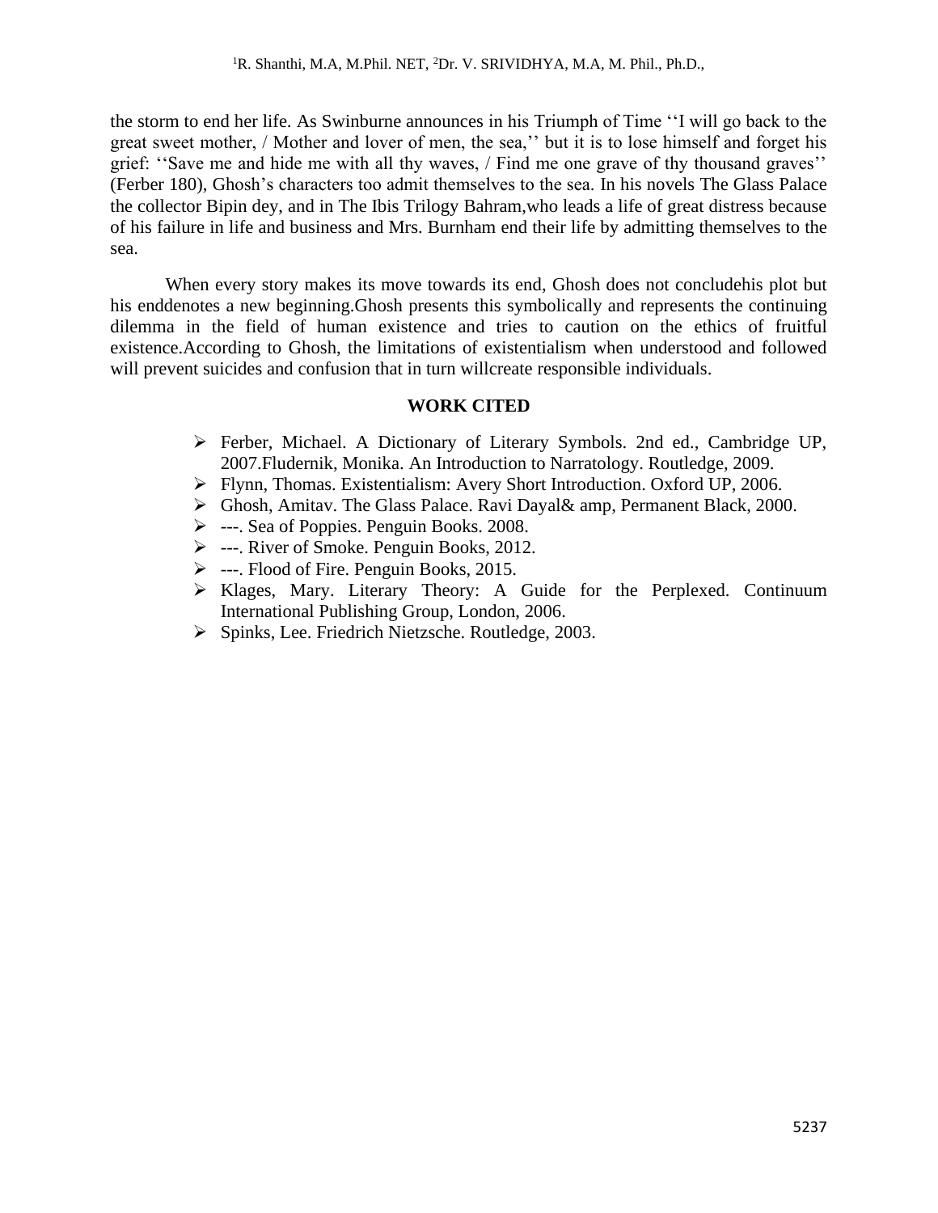the storm to end her life. As Swinburne announces in his Triumph of Time ‘‘I will go back to the great sweet mother, / Mother and lover of men, the sea,’’ but it is to lose himself and forget his grief: ‘‘Save me and hide me with all thy waves, / Find me one grave of thy thousand graves’’ (Ferber 180), Ghosh’s characters too admit themselves to the sea. In his novels The Glass Palace the collector Bipin dey, and in The Ibis Trilogy Bahram,who leads a life of great distress because of his failure in life and business and Mrs. Burnham end their life by admitting themselves to the sea.

When every story makes its move towards its end, Ghosh does not concludehis plot but his enddenotes a new beginning.Ghosh presents this symbolically and represents the continuing dilemma in the field of human existence and tries to caution on the ethics of fruitful existence.According to Ghosh, the limitations of existentialism when understood and followed will prevent suicides and confusion that in turn willcreate responsible individuals.

## WORK CITED

- Ferber, Michael. A Dictionary of Literary Symbols. 2nd ed., Cambridge UP, 2007.Fludernik, Monika. An Introduction to Narratology. Routledge, 2009.
- Flynn, Thomas. Existentialism: Avery Short Introduction. Oxford UP, 2006.
- Ghosh, Amitav. The Glass Palace. Ravi Dayal& amp, Permanent Black, 2000.
- ---. Sea of Poppies. Penguin Books. 2008.
- ---. River of Smoke. Penguin Books, 2012.
- ---. Flood of Fire. Penguin Books, 2015.
- Klages, Mary. Literary Theory: A Guide for the Perplexed. Continuum International Publishing Group, London, 2006.
- Spinks, Lee. Friedrich Nietzsche. Routledge, 2003.